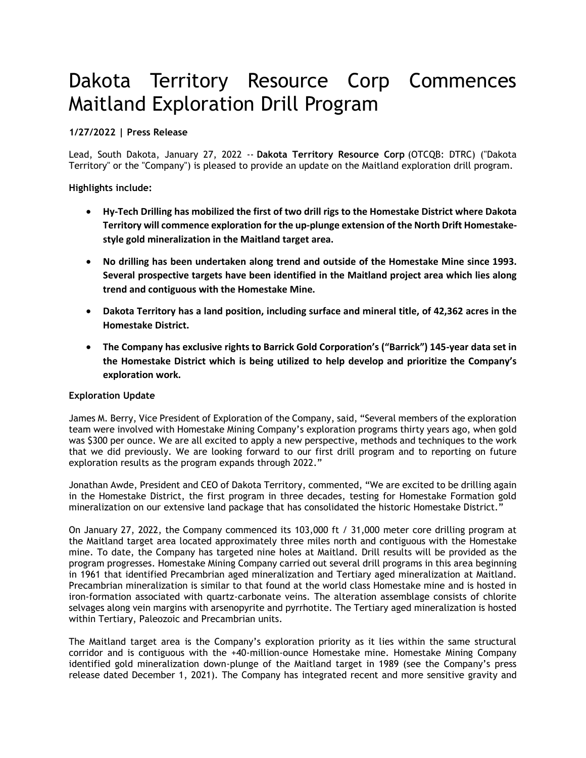# Dakota Territory Resource Corp Commences Maitland Exploration Drill Program

**1/27/2022 | Press Release**

Lead, South Dakota, January 27, 2022 -- **Dakota Territory Resource Corp** (OTCQB: DTRC) ("Dakota Territory" or the "Company") is pleased to provide an update on the Maitland exploration drill program.

**Highlights include:**

- **Hy-Tech Drilling has mobilized the first of two drill rigs to the Homestake District where Dakota Territory will commence exploration for the up-plunge extension of the North Drift Homestake-style gold mineralization in the Maitland target area.**
- **No drilling has been undertaken along trend and outside of the Homestake Mine since 1993. Several prospective targets have been identified in the Maitland project area which lies along trend and contiguous with the Homestake Mine.**
- **Dakota Territory has a land position, including surface and mineral title, of 42,362 acres in the Homestake District.**
- **The Company has exclusive rights to Barrick Gold Corporation's ("Barrick") 145-year data set in the Homestake District which is being utilized to help develop and prioritize the Company's exploration work.**

**Exploration Update**

James M. Berry, Vice President of Exploration of the Company, said, "Several members of the exploration team were involved with Homestake Mining Company's exploration programs thirty years ago, when gold was $300 per ounce. We are all excited to apply a new perspective, methods and techniques to the work that we did previously. We are looking forward to our first drill program and to reporting on future exploration results as the program expands through 2022."

Jonathan Awde, President and CEO of Dakota Territory, commented, "We are excited to be drilling again in the Homestake District, the first program in three decades, testing for Homestake Formation gold mineralization on our extensive land package that has consolidated the historic Homestake District."

On January 27, 2022, the Company commenced its 103,000 ft / 31,000 meter core drilling program at the Maitland target area located approximately three miles north and contiguous with the Homestake mine. To date, the Company has targeted nine holes at Maitland. Drill results will be provided as the program progresses. Homestake Mining Company carried out several drill programs in this area beginning in 1961 that identified Precambrian aged mineralization and Tertiary aged mineralization at Maitland. Precambrian mineralization is similar to that found at the world class Homestake mine and is hosted in iron-formation associated with quartz-carbonate veins. The alteration assemblage consists of chlorite selvages along vein margins with arsenopyrite and pyrrhotite. The Tertiary aged mineralization is hosted within Tertiary, Paleozoic and Precambrian units.

The Maitland target area is the Company's exploration priority as it lies within the same structural corridor and is contiguous with the +40-million-ounce Homestake mine. Homestake Mining Company identified gold mineralization down-plunge of the Maitland target in 1989 (see the Company's press release dated December 1, 2021). The Company has integrated recent and more sensitive gravity and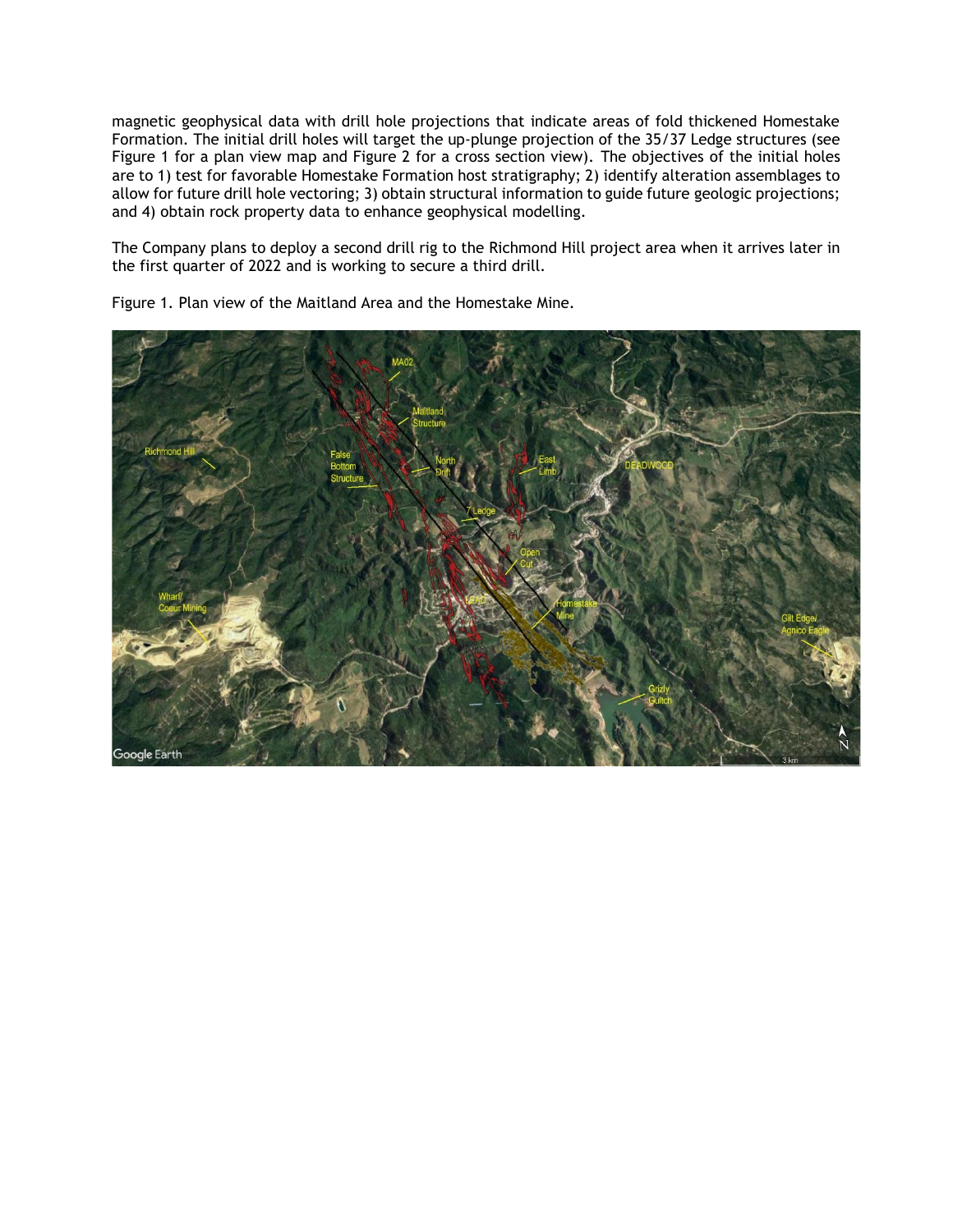magnetic geophysical data with drill hole projections that indicate areas of fold thickened Homestake Formation. The initial drill holes will target the up-plunge projection of the 35/37 Ledge structures (see Figure 1 for a plan view map and Figure 2 for a cross section view). The objectives of the initial holes are to 1) test for favorable Homestake Formation host stratigraphy; 2) identify alteration assemblages to allow for future drill hole vectoring; 3) obtain structural information to guide future geologic projections; and 4) obtain rock property data to enhance geophysical modelling.

The Company plans to deploy a second drill rig to the Richmond Hill project area when it arrives later in the first quarter of 2022 and is working to secure a third drill.

Figure 1. Plan view of the Maitland Area and the Homestake Mine.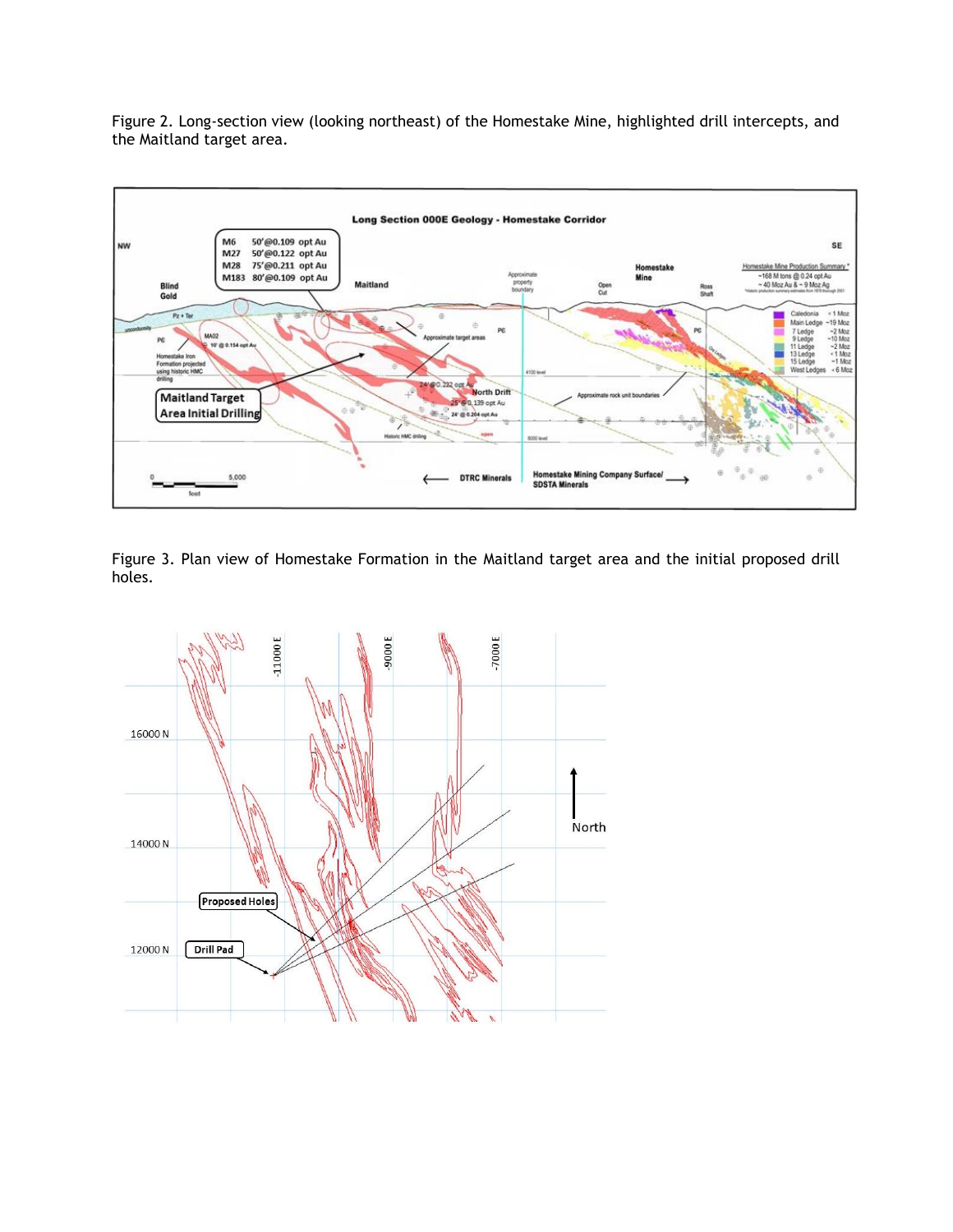Figure 2. Long-section view (looking northeast) of the Homestake Mine, highlighted drill intercepts, and the Maitland target area.

Figure 3. Plan view of Homestake Formation in the Maitland target area and the initial proposed drill holes.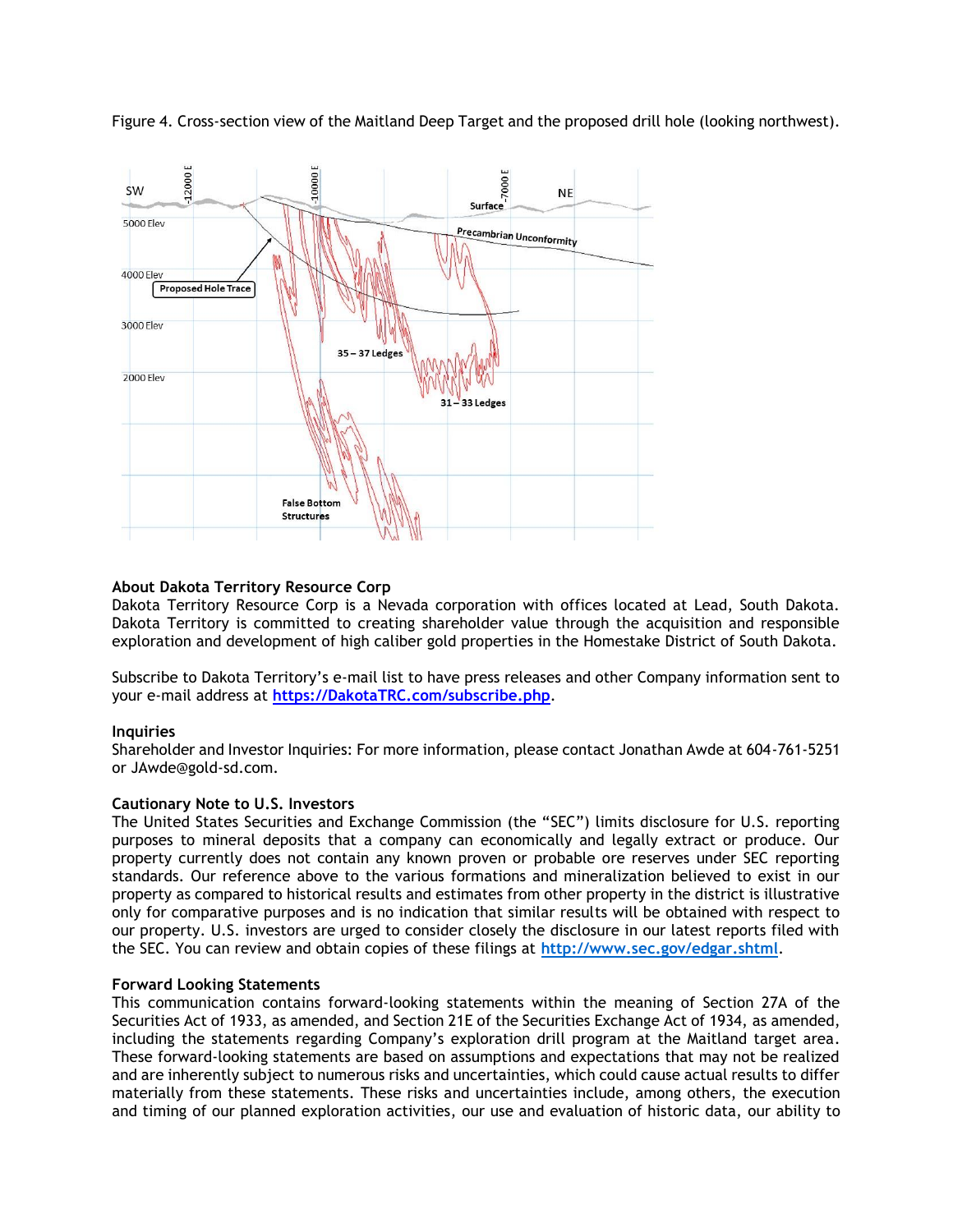Figure 4. Cross-section view of the Maitland Deep Target and the proposed drill hole (looking northwest).

### About Dakota Territory Resource Corp

Dakota Territory Resource Corp is a Nevada corporation with offices located at Lead, South Dakota. Dakota Territory is committed to creating shareholder value through the acquisition and responsible exploration and development of high caliber gold properties in the Homestake District of South Dakota.

Subscribe to Dakota Territory's e-mail list to have press releases and other Company information sent to your e-mail address at **https://DakotaTRC.com/subscribe.php**.

### Inquiries

Shareholder and Investor Inquiries: For more information, please contact Jonathan Awde at 604-761-5251 or JAwde@gold-sd.com.

### Cautionary Note to U.S. Investors

The United States Securities and Exchange Commission (the "SEC") limits disclosure for U.S. reporting purposes to mineral deposits that a company can economically and legally extract or produce. Our property currently does not contain any known proven or probable ore reserves under SEC reporting standards. Our reference above to the various formations and mineralization believed to exist in our property as compared to historical results and estimates from other property in the district is illustrative only for comparative purposes and is no indication that similar results will be obtained with respect to our property. U.S. investors are urged to consider closely the disclosure in our latest reports filed with the SEC. You can review and obtain copies of these filings at http://www.sec.gov/edgar.shtml.

### Forward Looking Statements

This communication contains forward-looking statements within the meaning of Section 27A of the Securities Act of 1933, as amended, and Section 21E of the Securities Exchange Act of 1934, as amended, including the statements regarding Company's exploration drill program at the Maitland target area. These forward-looking statements are based on assumptions and expectations that may not be realized and are inherently subject to numerous risks and uncertainties, which could cause actual results to differ materially from these statements. These risks and uncertainties include, among others, the execution and timing of our planned exploration activities, our use and evaluation of historic data, our ability to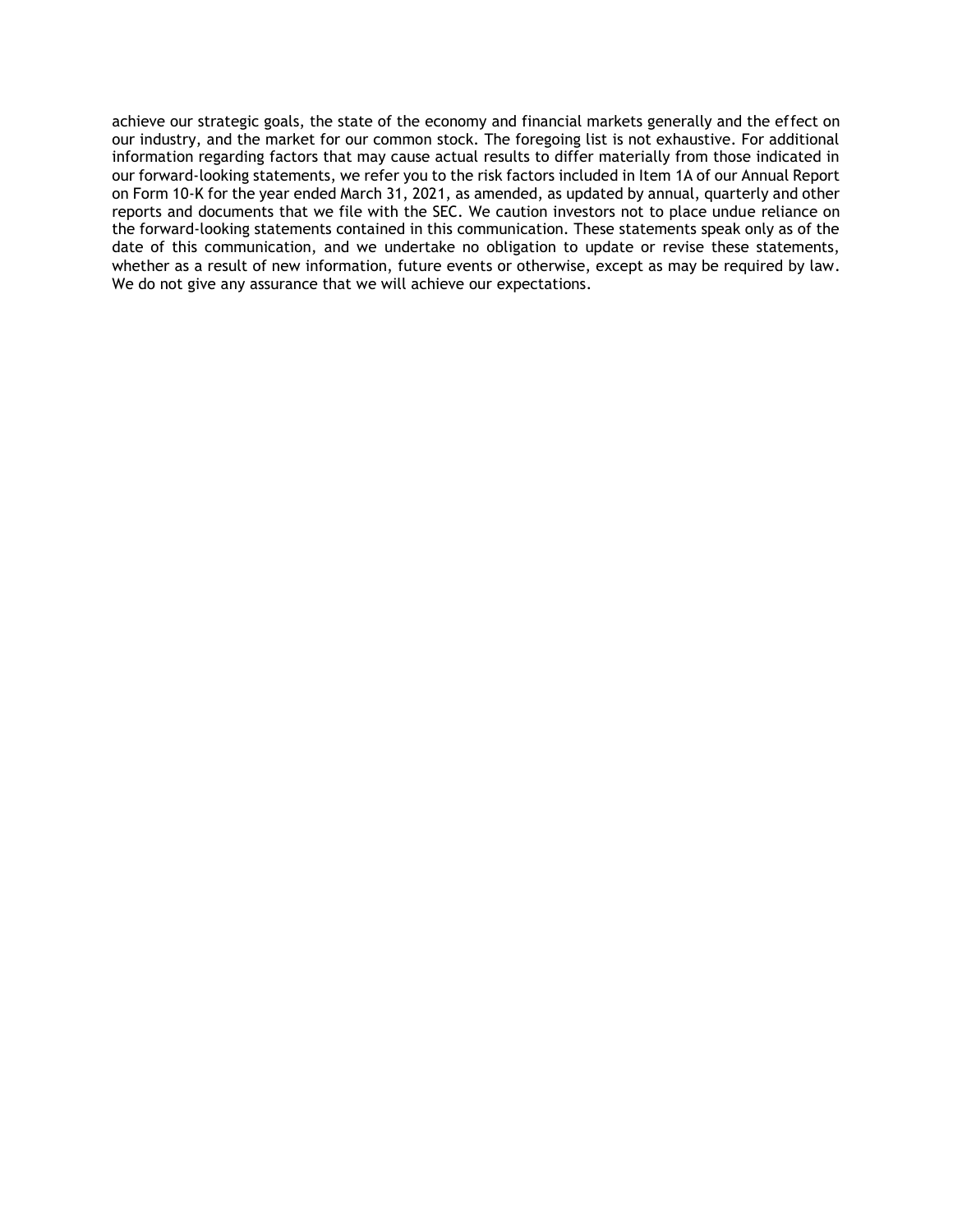achieve our strategic goals, the state of the economy and financial markets generally and the effect on our industry, and the market for our common stock. The foregoing list is not exhaustive. For additional information regarding factors that may cause actual results to differ materially from those indicated in our forward-looking statements, we refer you to the risk factors included in Item 1A of our Annual Report on Form 10-K for the year ended March 31, 2021, as amended, as updated by annual, quarterly and other reports and documents that we file with the SEC. We caution investors not to place undue reliance on the forward-looking statements contained in this communication. These statements speak only as of the date of this communication, and we undertake no obligation to update or revise these statements, whether as a result of new information, future events or otherwise, except as may be required by law. We do not give any assurance that we will achieve our expectations.